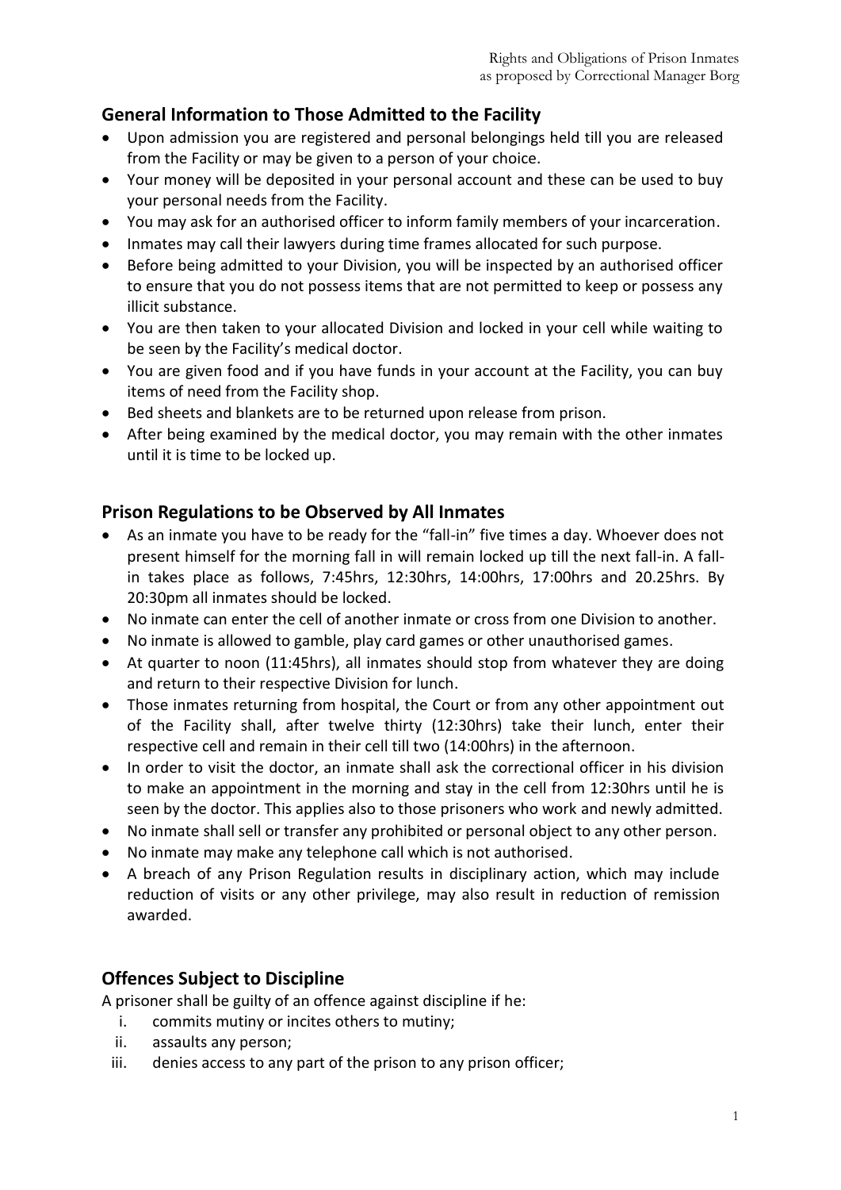## General Information to Those Admitted to the Facility

- Upon admission you are registered and personal belongings held till you are released from the Facility or may be given to a person of your choice.
- Your money will be deposited in your personal account and these can be used to buy your personal needs from the Facility.
- You may ask for an authorised officer to inform family members of your incarceration.
- Inmates may call their lawyers during time frames allocated for such purpose.
- Before being admitted to your Division, you will be inspected by an authorised officer to ensure that you do not possess items that are not permitted to keep or possess any illicit substance.
- You are then taken to your allocated Division and locked in your cell while waiting to be seen by the Facility's medical doctor.
- You are given food and if you have funds in your account at the Facility, you can buy items of need from the Facility shop.
- Bed sheets and blankets are to be returned upon release from prison.
- After being examined by the medical doctor, you may remain with the other inmates until it is time to be locked up.

## Prison Regulations to be Observed by All Inmates

- As an inmate you have to be ready for the "fall-in" five times a day. Whoever does not present himself for the morning fall in will remain locked up till the next fall-in. A fall-in takes place as follows, 7:45hrs, 12:30hrs, 14:00hrs, 17:00hrs and 20.25hrs. By 20:30pm all inmates should be locked.
- No inmate can enter the cell of another inmate or cross from one Division to another.
- No inmate is allowed to gamble, play card games or other unauthorised games.
- At quarter to noon (11:45hrs), all inmates should stop from whatever they are doing and return to their respective Division for lunch.
- Those inmates returning from hospital, the Court or from any other appointment out of the Facility shall, after twelve thirty (12:30hrs) take their lunch, enter their respective cell and remain in their cell till two (14:00hrs) in the afternoon.
- In order to visit the doctor, an inmate shall ask the correctional officer in his division to make an appointment in the morning and stay in the cell from 12:30hrs until he is seen by the doctor. This applies also to those prisoners who work and newly admitted.
- No inmate shall sell or transfer any prohibited or personal object to any other person.
- No inmate may make any telephone call which is not authorised.
- A breach of any Prison Regulation results in disciplinary action, which may include reduction of visits or any other privilege, may also result in reduction of remission awarded.

## Offences Subject to Discipline

A prisoner shall be guilty of an offence against discipline if he:

i. commits mutiny or incites others to mutiny;
ii. assaults any person;
iii. denies access to any part of the prison to any prison officer;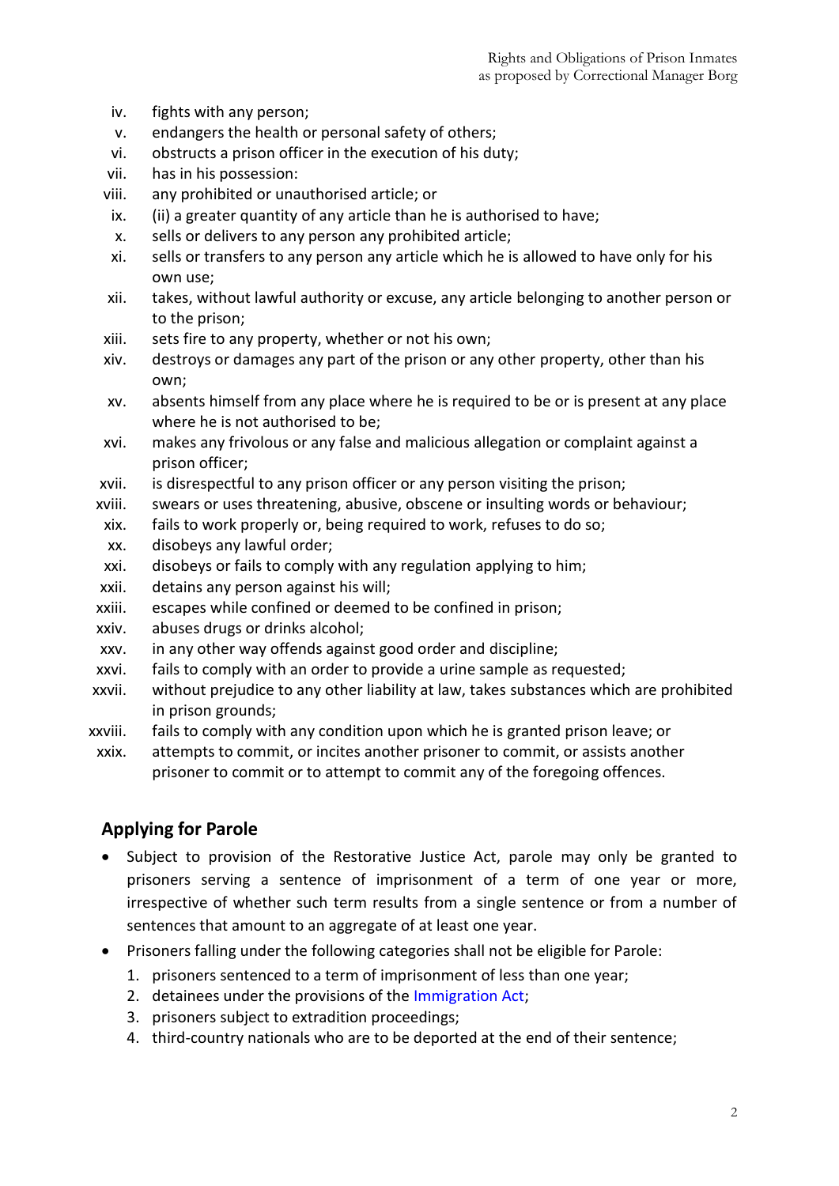iv. fights with any person;
v. endangers the health or personal safety of others;
vi. obstructs a prison officer in the execution of his duty;
vii. has in his possession:
viii. any prohibited or unauthorised article; or
ix. (ii) a greater quantity of any article than he is authorised to have;
x. sells or delivers to any person any prohibited article;
xi. sells or transfers to any person any article which he is allowed to have only for his own use;
xii. takes, without lawful authority or excuse, any article belonging to another person or to the prison;
xiii. sets fire to any property, whether or not his own;
xiv. destroys or damages any part of the prison or any other property, other than his own;
xv. absents himself from any place where he is required to be or is present at any place where he is not authorised to be;
xvi. makes any frivolous or any false and malicious allegation or complaint against a prison officer;
xvii. is disrespectful to any prison officer or any person visiting the prison;
xviii. swears or uses threatening, abusive, obscene or insulting words or behaviour;
xix. fails to work properly or, being required to work, refuses to do so;
xx. disobeys any lawful order;
xxi. disobeys or fails to comply with any regulation applying to him;
xxii. detains any person against his will;
xxiii. escapes while confined or deemed to be confined in prison;
xxiv. abuses drugs or drinks alcohol;
xxv. in any other way offends against good order and discipline;
xxvi. fails to comply with an order to provide a urine sample as requested;
xxvii. without prejudice to any other liability at law, takes substances which are prohibited in prison grounds;
xxviii. fails to comply with any condition upon which he is granted prison leave; or
xxix. attempts to commit, or incites another prisoner to commit, or assists another prisoner to commit or to attempt to commit any of the foregoing offences.

## Applying for Parole

- Subject to provision of the Restorative Justice Act, parole may only be granted to prisoners serving a sentence of imprisonment of a term of one year or more, irrespective of whether such term results from a single sentence or from a number of sentences that amount to an aggregate of at least one year.
- Prisoners falling under the following categories shall not be eligible for Parole:
  1. prisoners sentenced to a term of imprisonment of less than one year;
  2. detainees under the provisions of the Immigration Act;
  3. prisoners subject to extradition proceedings;
  4. third-country nationals who are to be deported at the end of their sentence;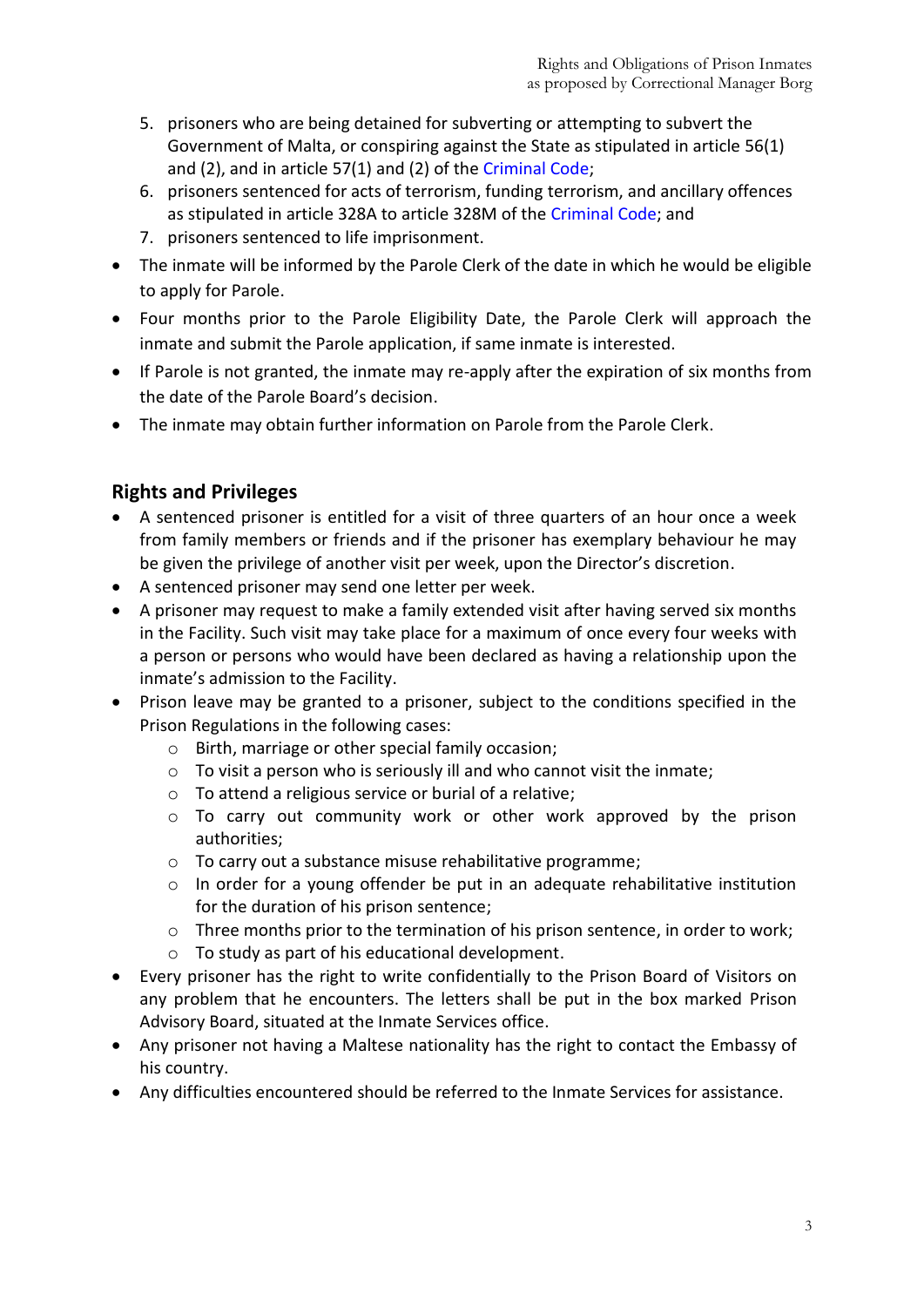5. prisoners who are being detained for subverting or attempting to subvert the Government of Malta, or conspiring against the State as stipulated in article 56(1) and (2), and in article 57(1) and (2) of the Criminal Code;
6. prisoners sentenced for acts of terrorism, funding terrorism, and ancillary offences as stipulated in article 328A to article 328M of the Criminal Code; and
7. prisoners sentenced to life imprisonment.

- The inmate will be informed by the Parole Clerk of the date in which he would be eligible to apply for Parole.
- Four months prior to the Parole Eligibility Date, the Parole Clerk will approach the inmate and submit the Parole application, if same inmate is interested.
- If Parole is not granted, the inmate may re-apply after the expiration of six months from the date of the Parole Board's decision.
- The inmate may obtain further information on Parole from the Parole Clerk.

## Rights and Privileges

- A sentenced prisoner is entitled for a visit of three quarters of an hour once a week from family members or friends and if the prisoner has exemplary behaviour he may be given the privilege of another visit per week, upon the Director's discretion.
- A sentenced prisoner may send one letter per week.
- A prisoner may request to make a family extended visit after having served six months in the Facility. Such visit may take place for a maximum of once every four weeks with a person or persons who would have been declared as having a relationship upon the inmate's admission to the Facility.
- Prison leave may be granted to a prisoner, subject to the conditions specified in the Prison Regulations in the following cases:
    - Birth, marriage or other special family occasion;
    - To visit a person who is seriously ill and who cannot visit the inmate;
    - To attend a religious service or burial of a relative;
    - To carry out community work or other work approved by the prison authorities;
    - To carry out a substance misuse rehabilitative programme;
    - In order for a young offender be put in an adequate rehabilitative institution for the duration of his prison sentence;
    - Three months prior to the termination of his prison sentence, in order to work;
    - To study as part of his educational development.
- Every prisoner has the right to write confidentially to the Prison Board of Visitors on any problem that he encounters. The letters shall be put in the box marked Prison Advisory Board, situated at the Inmate Services office.
- Any prisoner not having a Maltese nationality has the right to contact the Embassy of his country.
- Any difficulties encountered should be referred to the Inmate Services for assistance.